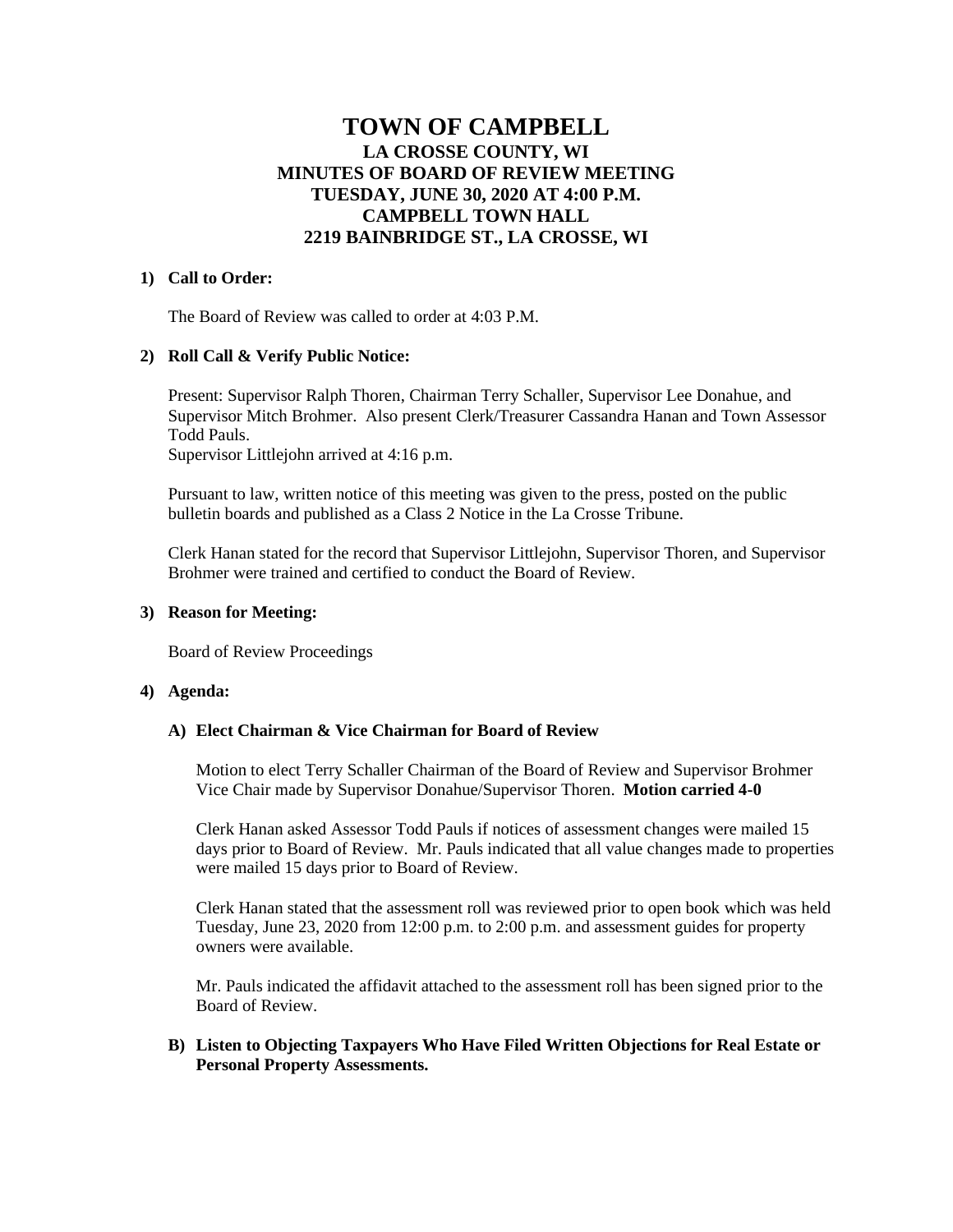# TOWN OF CAMPBELL
## LA CROSSE COUNTY, WI
## MINUTES OF BOARD OF REVIEW MEETING
## TUESDAY, JUNE 30, 2020 AT 4:00 P.M.
## CAMPBELL TOWN HALL
## 2219 BAINBRIDGE ST., LA CROSSE, WI

**1) Call to Order:**

The Board of Review was called to order at 4:03 P.M.

**2) Roll Call & Verify Public Notice:**

Present: Supervisor Ralph Thoren, Chairman Terry Schaller, Supervisor Lee Donahue, and Supervisor Mitch Brohmer. Also present Clerk/Treasurer Cassandra Hanan and Town Assessor Todd Pauls.
Supervisor Littlejohn arrived at 4:16 p.m.

Pursuant to law, written notice of this meeting was given to the press, posted on the public bulletin boards and published as a Class 2 Notice in the La Crosse Tribune.

Clerk Hanan stated for the record that Supervisor Littlejohn, Supervisor Thoren, and Supervisor Brohmer were trained and certified to conduct the Board of Review.

**3) Reason for Meeting:**

Board of Review Proceedings

**4) Agenda:**

**A) Elect Chairman & Vice Chairman for Board of Review**

Motion to elect Terry Schaller Chairman of the Board of Review and Supervisor Brohmer Vice Chair made by Supervisor Donahue/Supervisor Thoren. **Motion carried 4-0**

Clerk Hanan asked Assessor Todd Pauls if notices of assessment changes were mailed 15 days prior to Board of Review. Mr. Pauls indicated that all value changes made to properties were mailed 15 days prior to Board of Review.

Clerk Hanan stated that the assessment roll was reviewed prior to open book which was held Tuesday, June 23, 2020 from 12:00 p.m. to 2:00 p.m. and assessment guides for property owners were available.

Mr. Pauls indicated the affidavit attached to the assessment roll has been signed prior to the Board of Review.

**B) Listen to Objecting Taxpayers Who Have Filed Written Objections for Real Estate or Personal Property Assessments.**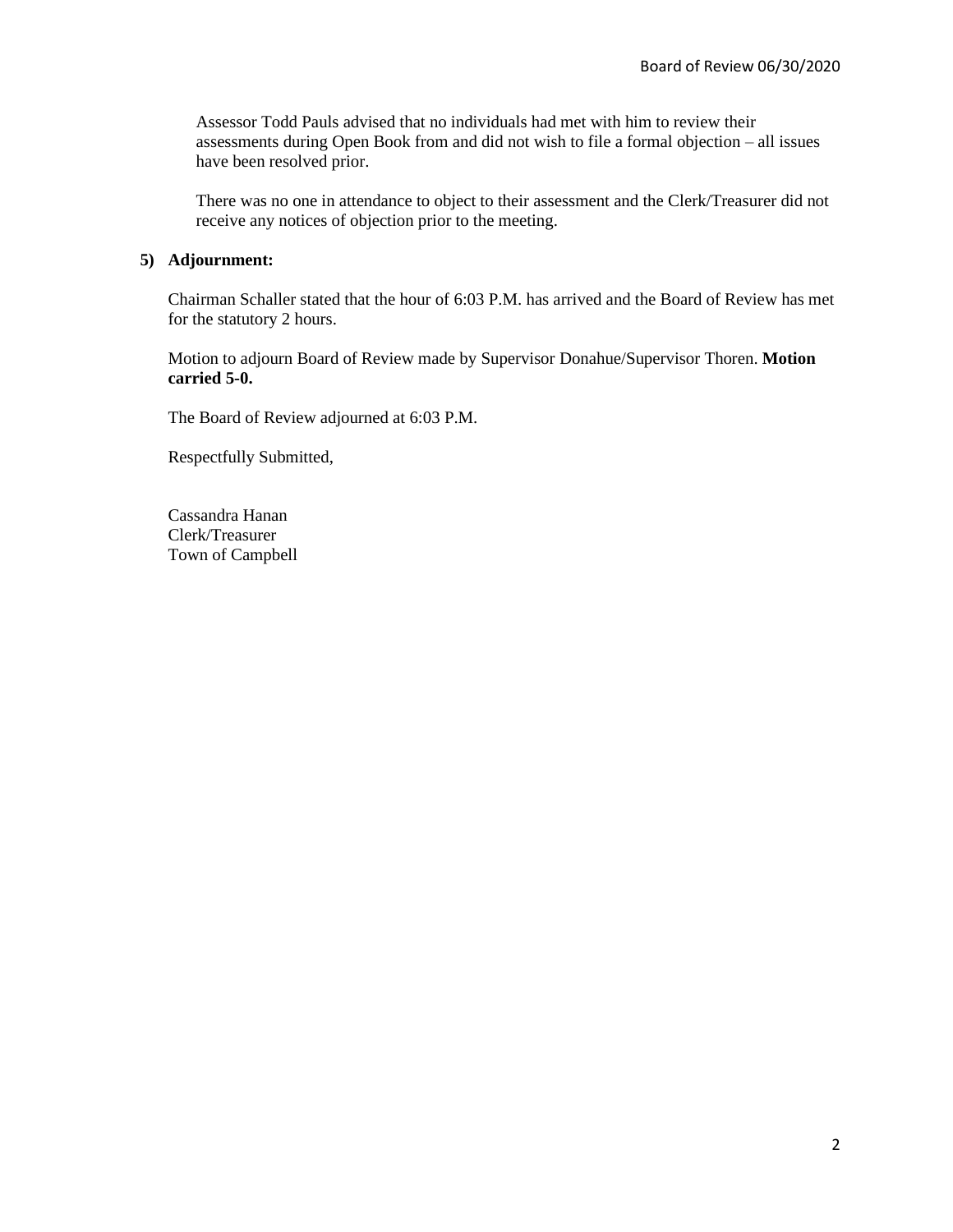Assessor Todd Pauls advised that no individuals had met with him to review their assessments during Open Book from and did not wish to file a formal objection – all issues have been resolved prior.

There was no one in attendance to object to their assessment and the Clerk/Treasurer did not receive any notices of objection prior to the meeting.

**5) Adjournment:**

Chairman Schaller stated that the hour of 6:03 P.M. has arrived and the Board of Review has met for the statutory 2 hours.

Motion to adjourn Board of Review made by Supervisor Donahue/Supervisor Thoren. **Motion carried 5-0.**

The Board of Review adjourned at 6:03 P.M.

Respectfully Submitted,

Cassandra Hanan  
Clerk/Treasurer  
Town of Campbell